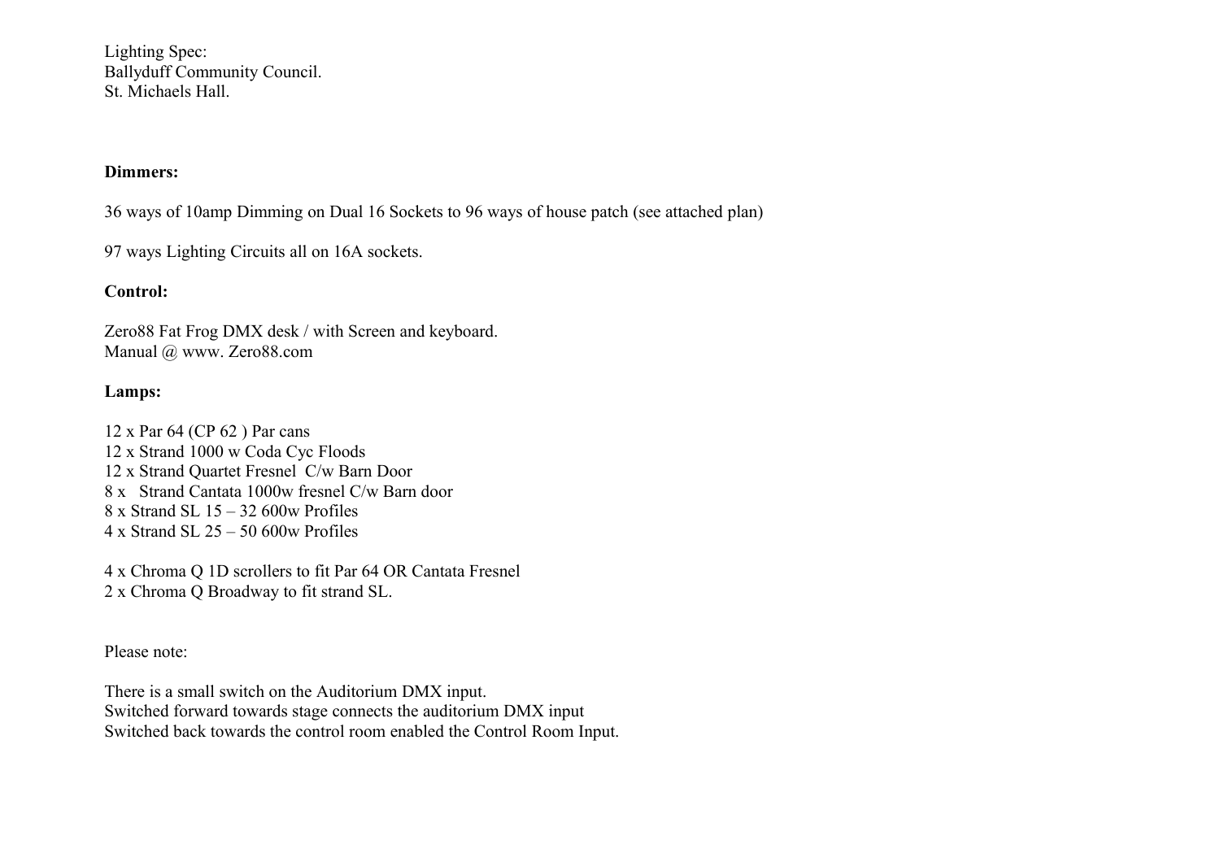Lighting Spec:
Ballyduff Community Council.
St. Michaels Hall.

**Dimmers:**

36 ways of 10amp Dimming on Dual 16 Sockets to 96 ways of house patch (see attached plan)

97 ways Lighting Circuits all on 16A sockets.

**Control:**

Zero88 Fat Frog DMX desk / with Screen and keyboard.
Manual @ www. Zero88.com

**Lamps:**

12 x Par 64 (CP 62 ) Par cans
12 x Strand 1000 w Coda Cyc Floods
12 x Strand Quartet Fresnel C/w Barn Door
8 x Strand Cantata 1000w fresnel C/w Barn door
8 x Strand SL 15 – 32 600w Profiles
4 x Strand SL 25 – 50 600w Profiles

4 x Chroma Q 1D scrollers to fit Par 64 OR Cantata Fresnel
2 x Chroma Q Broadway to fit strand SL.

Please note:

There is a small switch on the Auditorium DMX input.
Switched forward towards stage connects the auditorium DMX input
Switched back towards the control room enabled the Control Room Input.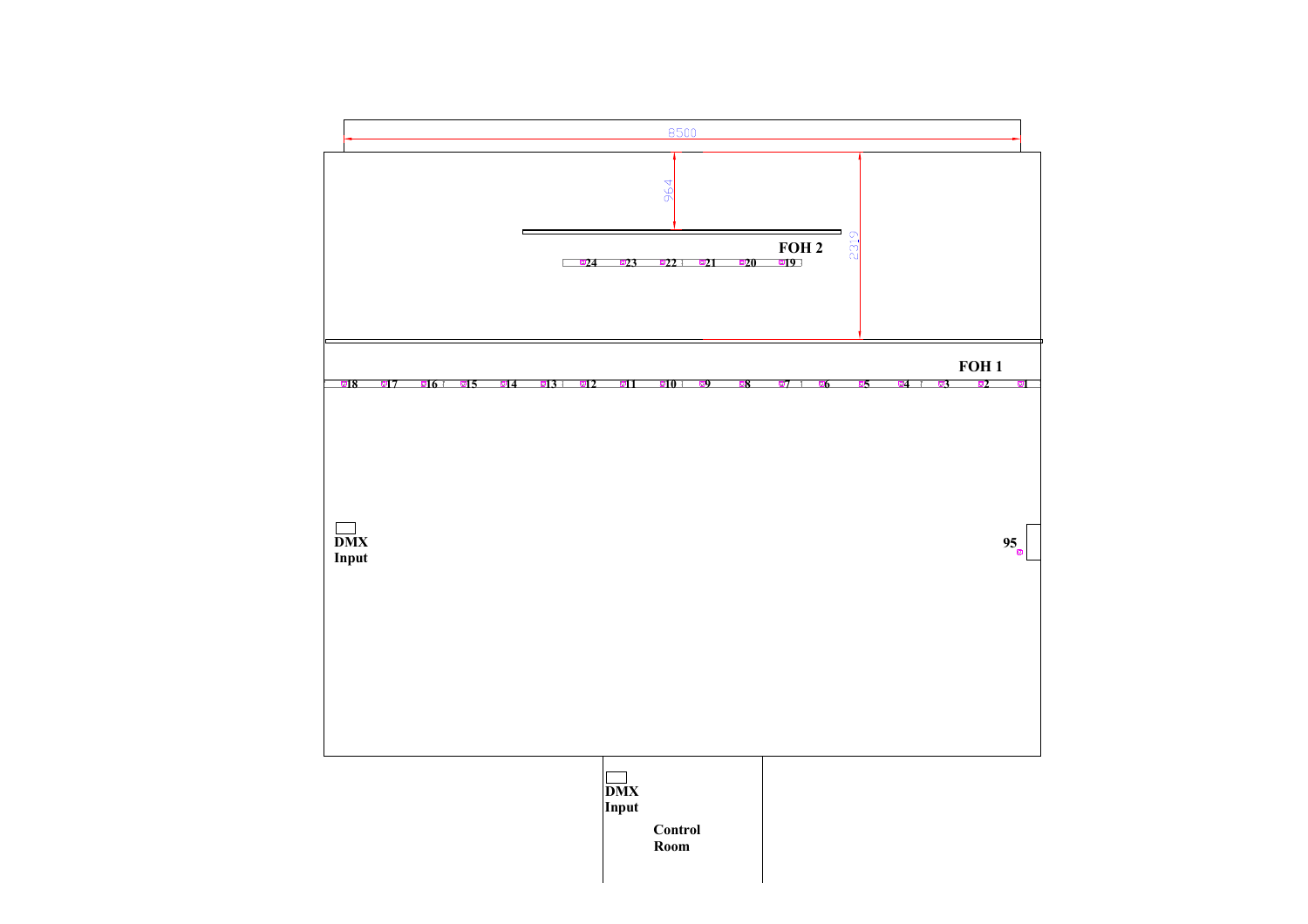8500

964

2319

FOH 2

24 23 22 21 20 19

FOH 1

18 17 16 15 14 13 12 11 10 9 8 7 6 5 4 3 2 1

DMX
Input

95

DMX
Input

Control
Room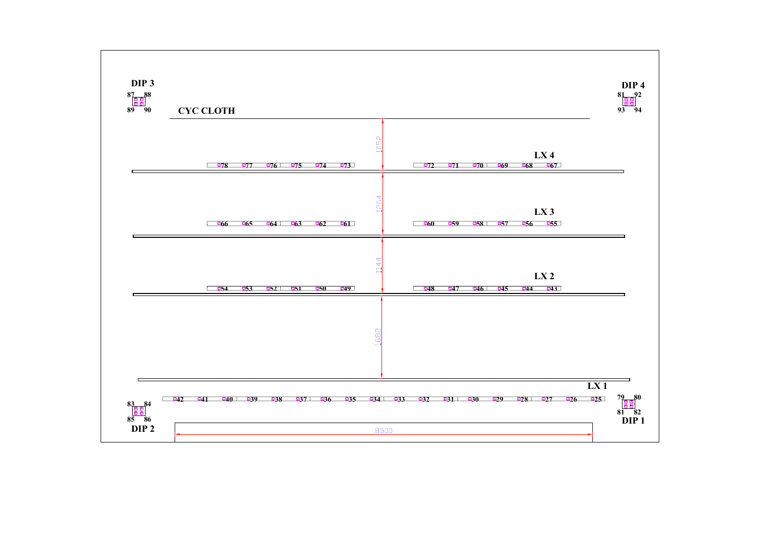DIP 3

87 88

89 90

CYC CLOTH

DIP 4

81 92

93 94

1052

LX 4

78 77 76 75 74 73

72 71 70 69 68 67

1264

LX 3

66 65 64 63 62 61

60 59 58 57 56 55

1144

LX 2

54 53 52 51 50 49

48 47 46 45 44 43

1682

LX 1

42 41 40 39 38 37 36 35 34 33 32 31 30 29 28 27 26 25

83 84

85 86

DIP 2

79 80

81 82

DIP 1

8500